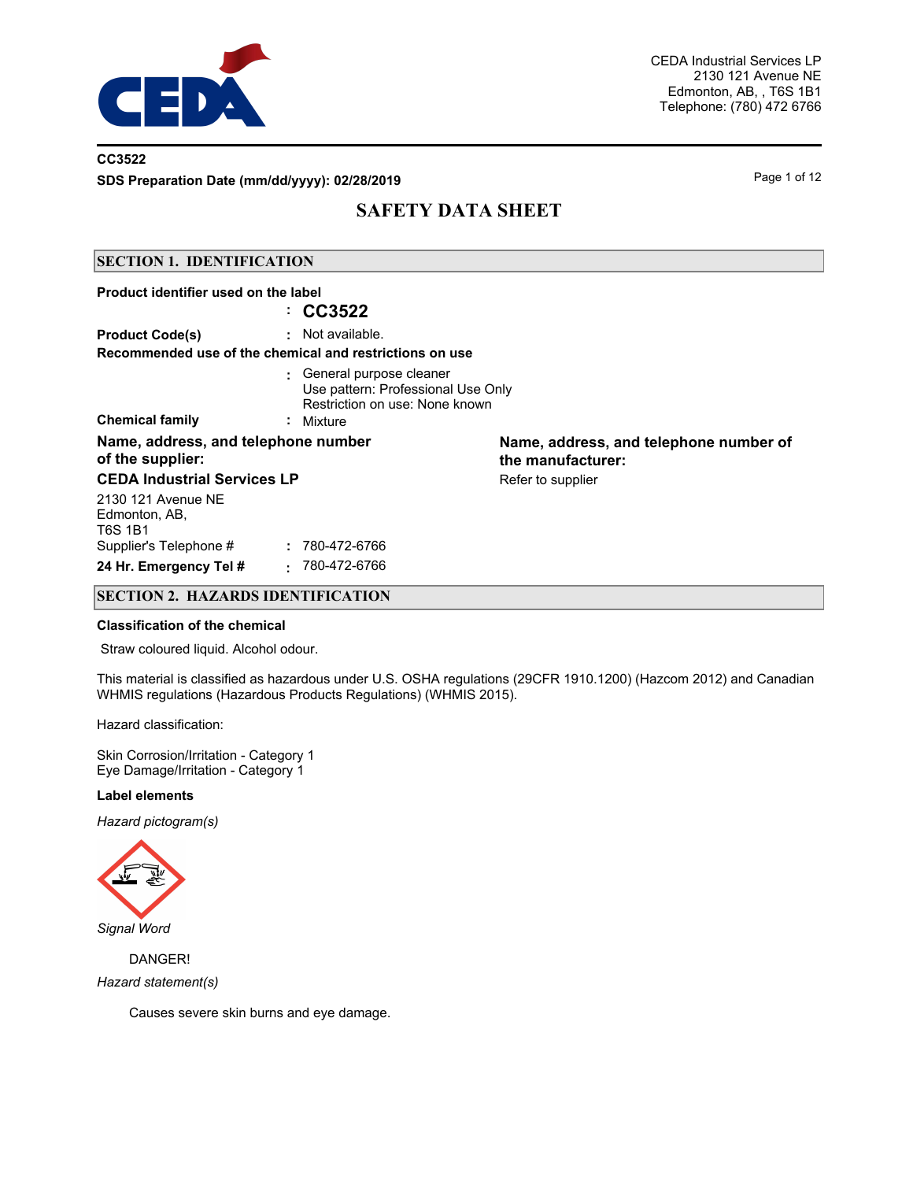CEDA Industrial Services LP
2130 121 Avenue NE
Edmonton, AB, , T6S 1B1
Telephone: (780) 472 6766

**CC3522**

**SDS Preparation Date (mm/dd/yyyy): 02/28/2019**

# SAFETY DATA SHEET

## SECTION 1. IDENTIFICATION

**Product identifier used on the label**

: **CC3522**

**Product Code(s)** : Not available.

**Recommended use of the chemical and restrictions on use**

: General purpose cleaner
Use pattern: Professional Use Only
Restriction on use: None known

**Chemical family** : Mixture

**Name, address, and telephone number of the supplier:**

**CEDA Industrial Services LP**

2130 121 Avenue NE
Edmonton, AB,
T6S 1B1

Supplier's Telephone # : 780-472-6766

**24 Hr. Emergency Tel #** : 780-472-6766

**Name, address, and telephone number of the manufacturer:**

Refer to supplier

## SECTION 2. HAZARDS IDENTIFICATION

**Classification of the chemical**

Straw coloured liquid. Alcohol odour.

This material is classified as hazardous under U.S. OSHA regulations (29CFR 1910.1200) (Hazcom 2012) and Canadian WHMIS regulations (Hazardous Products Regulations) (WHMIS 2015).

Hazard classification:

Skin Corrosion/Irritation - Category 1
Eye Damage/Irritation - Category 1

**Label elements**

*Hazard pictogram(s)*

*Signal Word*

DANGER!

*Hazard statement(s)*

Causes severe skin burns and eye damage.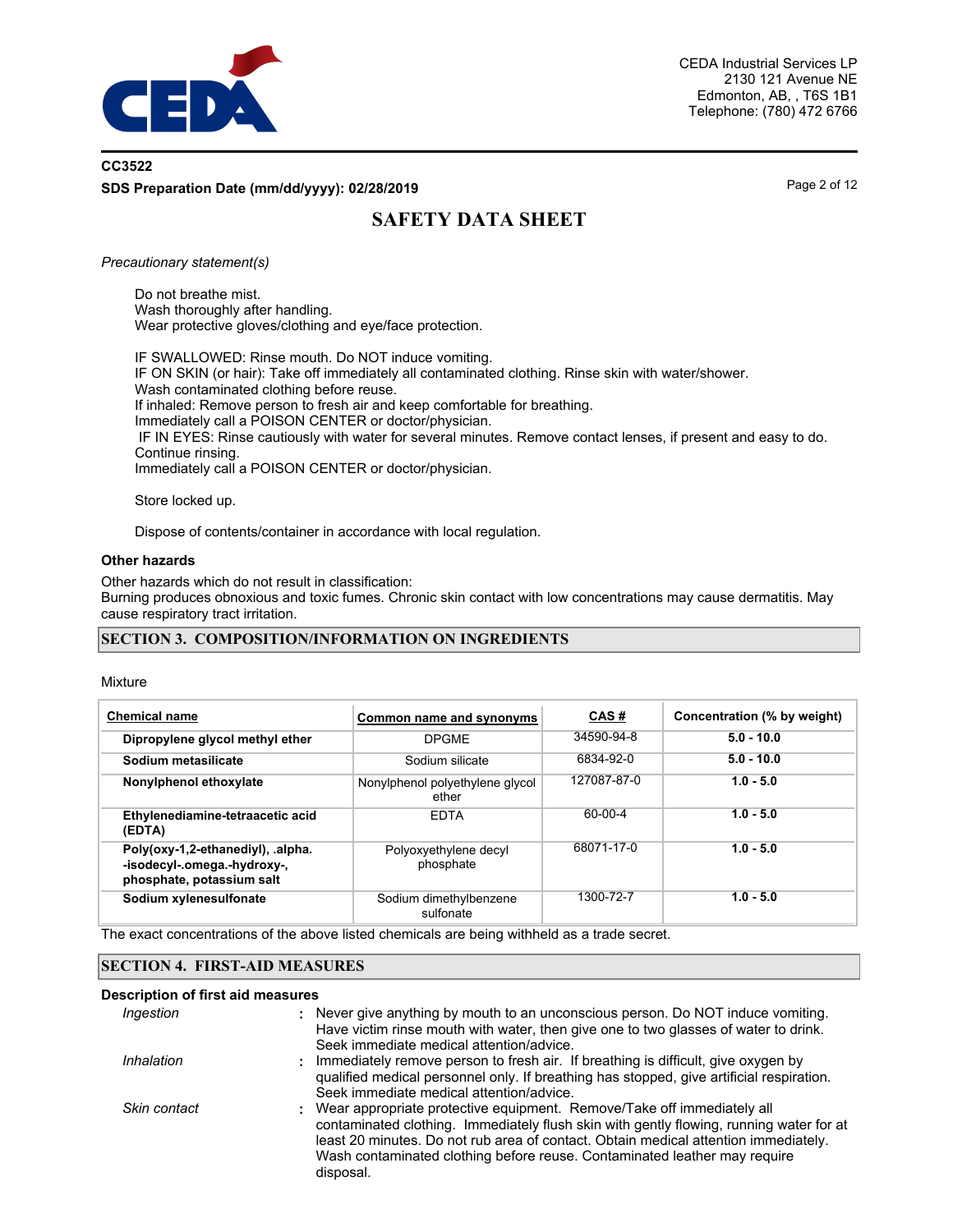*Precautionary statement(s)*

Do not breathe mist.
Wash thoroughly after handling.
Wear protective gloves/clothing and eye/face protection.

IF SWALLOWED: Rinse mouth. Do NOT induce vomiting.
IF ON SKIN (or hair): Take off immediately all contaminated clothing. Rinse skin with water/shower.
Wash contaminated clothing before reuse.
If inhaled: Remove person to fresh air and keep comfortable for breathing.
Immediately call a POISON CENTER or doctor/physician.
IF IN EYES: Rinse cautiously with water for several minutes. Remove contact lenses, if present and easy to do. Continue rinsing.
Immediately call a POISON CENTER or doctor/physician.

Store locked up.

Dispose of contents/container in accordance with local regulation.

### Other hazards

Other hazards which do not result in classification:
Burning produces obnoxious and toxic fumes. Chronic skin contact with low concentrations may cause dermatitis. May cause respiratory tract irritation.

## SECTION 3. COMPOSITION/INFORMATION ON INGREDIENTS

Mixture

| Chemical name | Common name and synonyms | CAS # | Concentration (% by weight) |
|---|---|---|---|
| **Dipropylene glycol methyl ether** | DPGME | 34590-94-8 | **5.0 - 10.0** |
| **Sodium metasilicate** | Sodium silicate | 6834-92-0 | **5.0 - 10.0** |
| **Nonylphenol ethoxylate** | Nonylphenol polyethylene glycol ether | 127087-87-0 | **1.0 - 5.0** |
| **Ethylenediamine-tetraacetic acid (EDTA)** | EDTA | 60-00-4 | **1.0 - 5.0** |
| **Poly(oxy-1,2-ethanediyl), .alpha. -isodecyl-.omega.-hydroxy-, phosphate, potassium salt** | Polyoxyethylene decyl phosphate | 68071-17-0 | **1.0 - 5.0** |
| **Sodium xylenesulfonate** | Sodium dimethylbenzene sulfonate | 1300-72-7 | **1.0 - 5.0** |

The exact concentrations of the above listed chemicals are being withheld as a trade secret.

## SECTION 4. FIRST-AID MEASURES

### Description of first aid measures

*Ingestion* : Never give anything by mouth to an unconscious person. Do NOT induce vomiting. Have victim rinse mouth with water, then give one to two glasses of water to drink. Seek immediate medical attention/advice.

*Inhalation* : Immediately remove person to fresh air. If breathing is difficult, give oxygen by qualified medical personnel only. If breathing has stopped, give artificial respiration. Seek immediate medical attention/advice.

*Skin contact* : Wear appropriate protective equipment. Remove/Take off immediately all contaminated clothing. Immediately flush skin with gently flowing, running water for at least 20 minutes. Do not rub area of contact. Obtain medical attention immediately. Wash contaminated clothing before reuse. Contaminated leather may require disposal.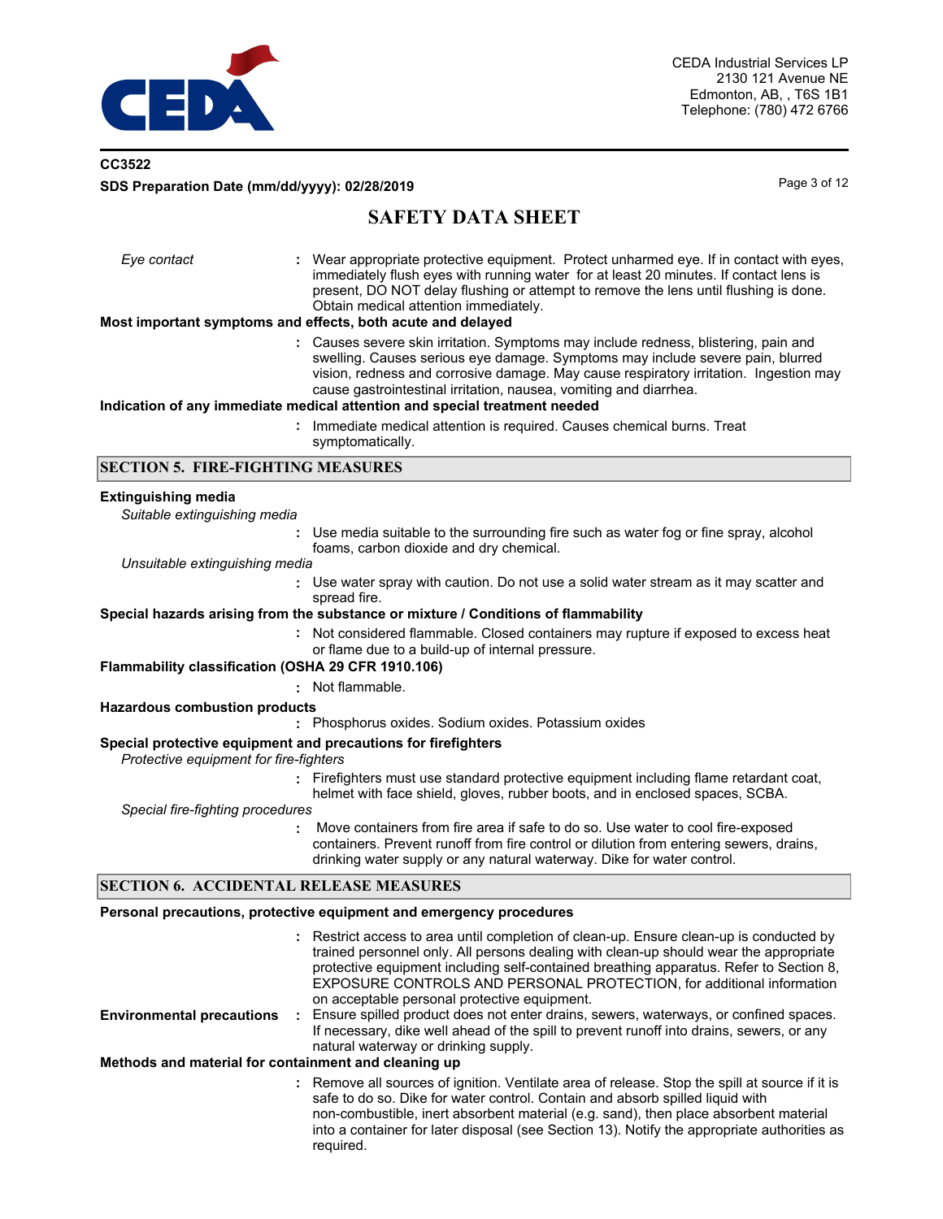*Eye contact* : Wear appropriate protective equipment. Protect unharmed eye. If in contact with eyes, immediately flush eyes with running water for at least 20 minutes. If contact lens is present, DO NOT delay flushing or attempt to remove the lens until flushing is done. Obtain medical attention immediately.

**Most important symptoms and effects, both acute and delayed**

: Causes severe skin irritation. Symptoms may include redness, blistering, pain and swelling. Causes serious eye damage. Symptoms may include severe pain, blurred vision, redness and corrosive damage. May cause respiratory irritation. Ingestion may cause gastrointestinal irritation, nausea, vomiting and diarrhea.

**Indication of any immediate medical attention and special treatment needed**

: Immediate medical attention is required. Causes chemical burns. Treat symptomatically.

## SECTION 5. FIRE-FIGHTING MEASURES

**Extinguishing media**

*Suitable extinguishing media*

: Use media suitable to the surrounding fire such as water fog or fine spray, alcohol foams, carbon dioxide and dry chemical.

*Unsuitable extinguishing media*

: Use water spray with caution. Do not use a solid water stream as it may scatter and spread fire.

**Special hazards arising from the substance or mixture / Conditions of flammability**

: Not considered flammable. Closed containers may rupture if exposed to excess heat or flame due to a build-up of internal pressure.

**Flammability classification (OSHA 29 CFR 1910.106)**

: Not flammable.

**Hazardous combustion products**

: Phosphorus oxides. Sodium oxides. Potassium oxides

**Special protective equipment and precautions for firefighters**

*Protective equipment for fire-fighters*

: Firefighters must use standard protective equipment including flame retardant coat, helmet with face shield, gloves, rubber boots, and in enclosed spaces, SCBA.

*Special fire-fighting procedures*

: Move containers from fire area if safe to do so. Use water to cool fire-exposed containers. Prevent runoff from fire control or dilution from entering sewers, drains, drinking water supply or any natural waterway. Dike for water control.

## SECTION 6. ACCIDENTAL RELEASE MEASURES

**Personal precautions, protective equipment and emergency procedures**

: Restrict access to area until completion of clean-up. Ensure clean-up is conducted by trained personnel only. All persons dealing with clean-up should wear the appropriate protective equipment including self-contained breathing apparatus. Refer to Section 8, EXPOSURE CONTROLS AND PERSONAL PROTECTION, for additional information on acceptable personal protective equipment.

**Environmental precautions** : Ensure spilled product does not enter drains, sewers, waterways, or confined spaces. If necessary, dike well ahead of the spill to prevent runoff into drains, sewers, or any natural waterway or drinking supply.

**Methods and material for containment and cleaning up**

: Remove all sources of ignition. Ventilate area of release. Stop the spill at source if it is safe to do so. Dike for water control. Contain and absorb spilled liquid with non-combustible, inert absorbent material (e.g. sand), then place absorbent material into a container for later disposal (see Section 13). Notify the appropriate authorities as required.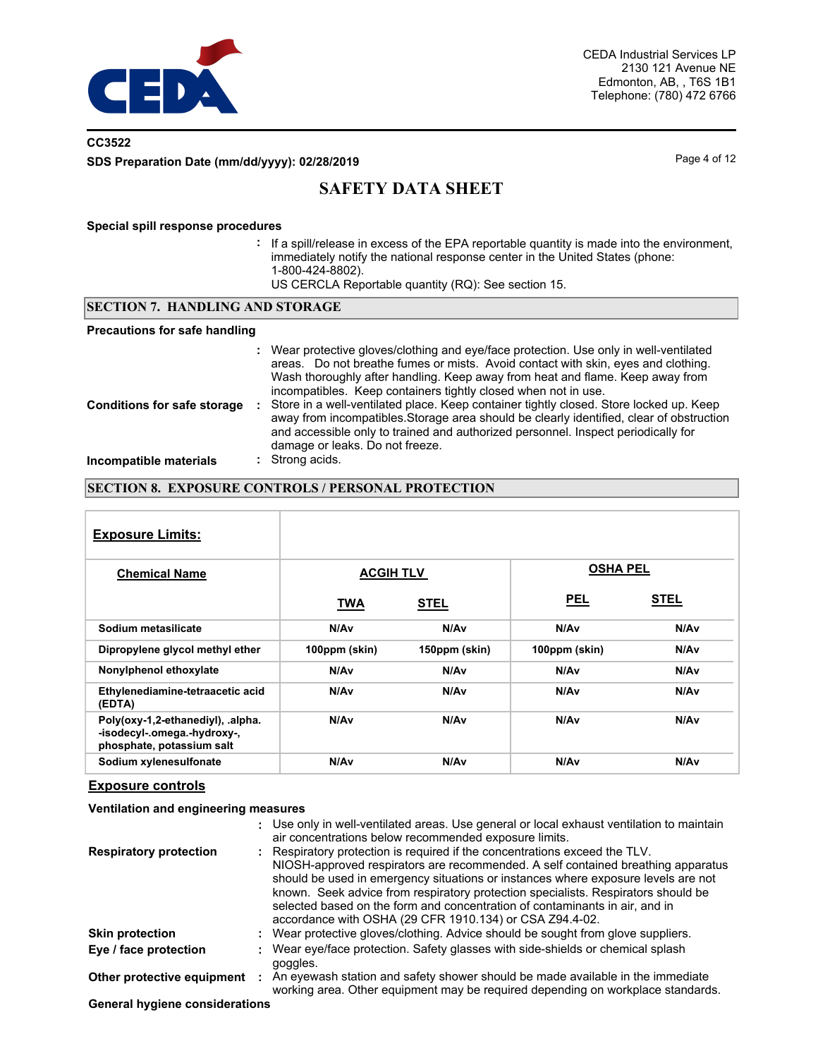**Special spill response procedures**

: If a spill/release in excess of the EPA reportable quantity is made into the environment, immediately notify the national response center in the United States (phone: 1-800-424-8802).
US CERCLA Reportable quantity (RQ): See section 15.

## SECTION 7. HANDLING AND STORAGE

**Precautions for safe handling**

: Wear protective gloves/clothing and eye/face protection. Use only in well-ventilated areas. Do not breathe fumes or mists. Avoid contact with skin, eyes and clothing. Wash thoroughly after handling. Keep away from heat and flame. Keep away from incompatibles. Keep containers tightly closed when not in use.

**Conditions for safe storage** : Store in a well-ventilated place. Keep container tightly closed. Store locked up. Keep away from incompatibles.Storage area should be clearly identified, clear of obstruction and accessible only to trained and authorized personnel. Inspect periodically for damage or leaks. Do not freeze.

**Incompatible materials** : Strong acids.

## SECTION 8. EXPOSURE CONTROLS / PERSONAL PROTECTION

**Exposure Limits:**

| Chemical Name | ACGIH TLV | | OSHA PEL | |
|---|---|---|---|---|
| | TWA | STEL | PEL | STEL |
| Sodium metasilicate | N/Av | N/Av | N/Av | N/Av |
| Dipropylene glycol methyl ether | 100ppm (skin) | 150ppm (skin) | 100ppm (skin) | N/Av |
| Nonylphenol ethoxylate | N/Av | N/Av | N/Av | N/Av |
| Ethylenediamine-tetraacetic acid (EDTA) | N/Av | N/Av | N/Av | N/Av |
| Poly(oxy-1,2-ethanediyl), .alpha. -isodecyl-.omega.-hydroxy-, phosphate, potassium salt | N/Av | N/Av | N/Av | N/Av |
| Sodium xylenesulfonate | N/Av | N/Av | N/Av | N/Av |

### Exposure controls

**Ventilation and engineering measures**

: Use only in well-ventilated areas. Use general or local exhaust ventilation to maintain air concentrations below recommended exposure limits.

**Respiratory protection** : Respiratory protection is required if the concentrations exceed the TLV. NIOSH-approved respirators are recommended. A self contained breathing apparatus should be used in emergency situations or instances where exposure levels are not known. Seek advice from respiratory protection specialists. Respirators should be selected based on the form and concentration of contaminants in air, and in accordance with OSHA (29 CFR 1910.134) or CSA Z94.4-02.

**Skin protection** : Wear protective gloves/clothing. Advice should be sought from glove suppliers.

**Eye / face protection** : Wear eye/face protection. Safety glasses with side-shields or chemical splash goggles.

**Other protective equipment** : An eyewash station and safety shower should be made available in the immediate working area. Other equipment may be required depending on workplace standards.

**General hygiene considerations**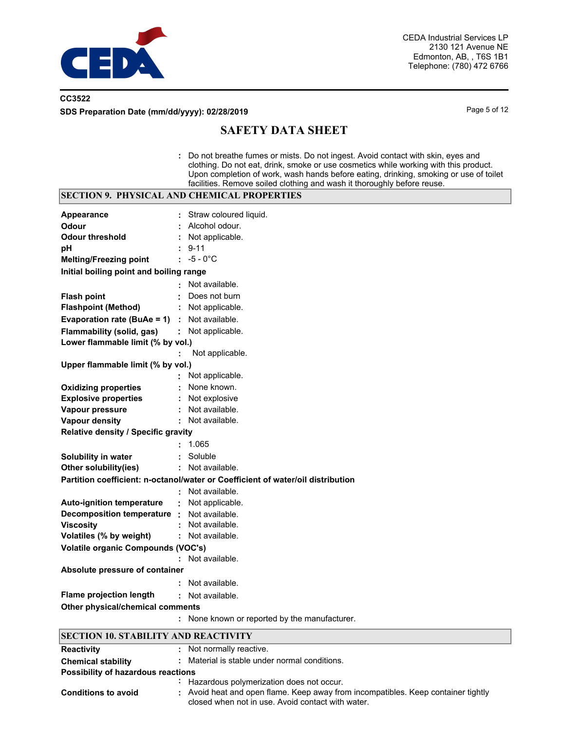: Do not breathe fumes or mists. Do not ingest. Avoid contact with skin, eyes and clothing. Do not eat, drink, smoke or use cosmetics while working with this product. Upon completion of work, wash hands before eating, drinking, smoking or use of toilet facilities. Remove soiled clothing and wash it thoroughly before reuse.

## SECTION 9. PHYSICAL AND CHEMICAL PROPERTIES

| | | |
|---|---|---|
| **Appearance** | : | Straw coloured liquid. |
| **Odour** | : | Alcohol odour. |
| **Odour threshold** | : | Not applicable. |
| **pH** | : | 9-11 |
| **Melting/Freezing point** | : | -5 - 0°C |
| **Initial boiling point and boiling range** | : | Not available. |
| **Flash point** | : | Does not burn |
| **Flashpoint (Method)** | : | Not applicable. |
| **Evaporation rate (BuAe = 1)** | : | Not available. |
| **Flammability (solid, gas)** | : | Not applicable. |
| **Lower flammable limit (% by vol.)** | : | Not applicable. |
| **Upper flammable limit (% by vol.)** | : | Not applicable. |
| **Oxidizing properties** | : | None known. |
| **Explosive properties** | : | Not explosive |
| **Vapour pressure** | : | Not available. |
| **Vapour density** | : | Not available. |
| **Relative density / Specific gravity** | : | 1.065 |
| **Solubility in water** | : | Soluble |
| **Other solubility(ies)** | : | Not available. |
| **Partition coefficient: n-octanol/water or Coefficient of water/oil distribution** | : | Not available. |
| **Auto-ignition temperature** | : | Not applicable. |
| **Decomposition temperature** | : | Not available. |
| **Viscosity** | : | Not available. |
| **Volatiles (% by weight)** | : | Not available. |
| **Volatile organic Compounds (VOC's)** | : | Not available. |
| **Absolute pressure of container** | : | Not available. |
| **Flame projection length** | : | Not available. |
| **Other physical/chemical comments** | : | None known or reported by the manufacturer. |

## SECTION 10. STABILITY AND REACTIVITY

| | | |
|---|---|---|
| **Reactivity** | : | Not normally reactive. |
| **Chemical stability** | : | Material is stable under normal conditions. |
| **Possibility of hazardous reactions** | : | Hazardous polymerization does not occur. |
| **Conditions to avoid** | : | Avoid heat and open flame. Keep away from incompatibles. Keep container tightly closed when not in use. Avoid contact with water. |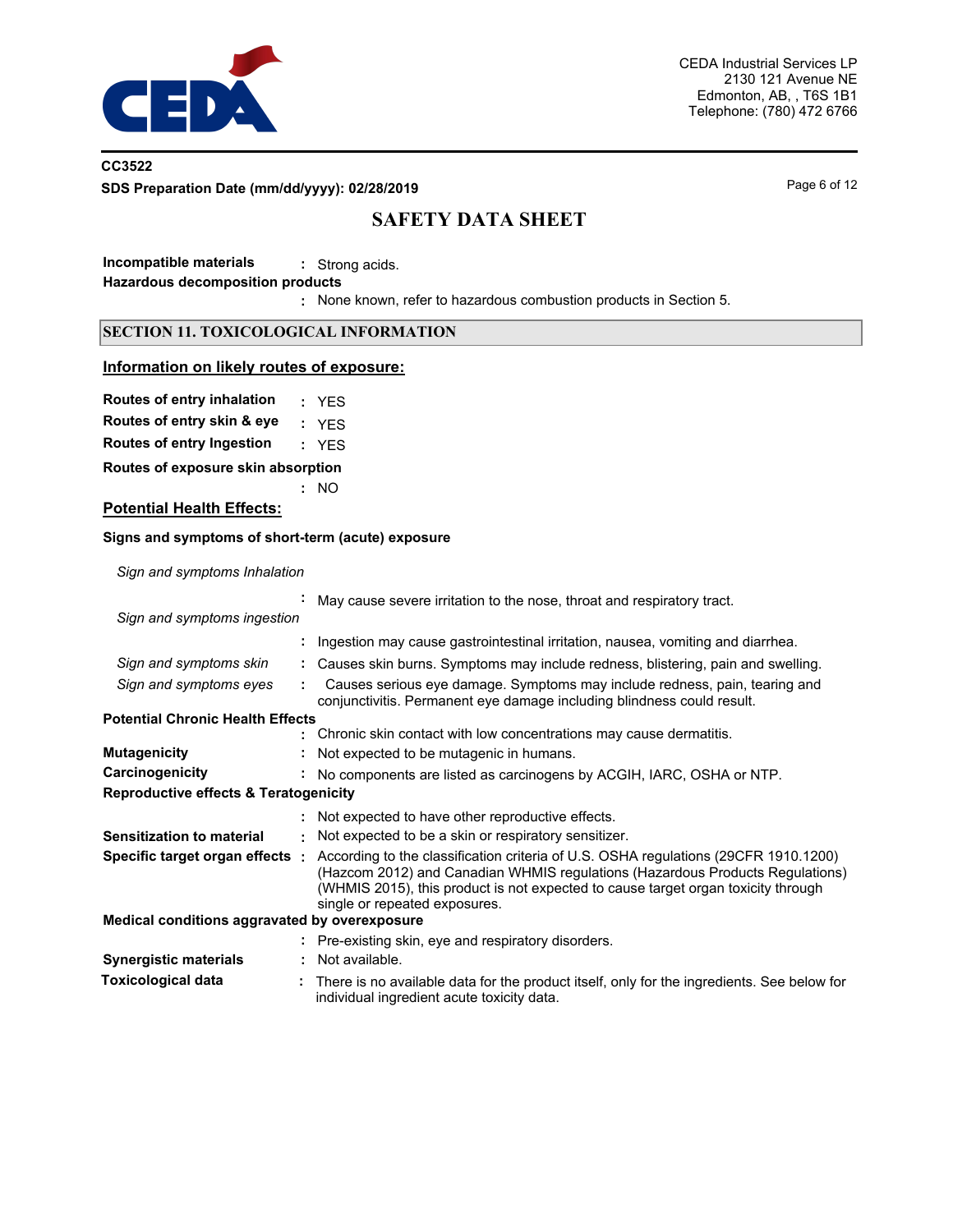**Incompatible materials** : Strong acids.

**Hazardous decomposition products** : None known, refer to hazardous combustion products in Section 5.

## SECTION 11. TOXICOLOGICAL INFORMATION

### Information on likely routes of exposure:

**Routes of entry inhalation** : YES

**Routes of entry skin & eye** : YES

**Routes of entry Ingestion** : YES

**Routes of exposure skin absorption** : NO

### Potential Health Effects:

**Signs and symptoms of short-term (acute) exposure**

*Sign and symptoms Inhalation* : May cause severe irritation to the nose, throat and respiratory tract.

*Sign and symptoms ingestion* : Ingestion may cause gastrointestinal irritation, nausea, vomiting and diarrhea.

*Sign and symptoms skin* : Causes skin burns. Symptoms may include redness, blistering, pain and swelling.

*Sign and symptoms eyes* : Causes serious eye damage. Symptoms may include redness, pain, tearing and conjunctivitis. Permanent eye damage including blindness could result.

**Potential Chronic Health Effects** : Chronic skin contact with low concentrations may cause dermatitis.

**Mutagenicity** : Not expected to be mutagenic in humans.

**Carcinogenicity** : No components are listed as carcinogens by ACGIH, IARC, OSHA or NTP.

**Reproductive effects & Teratogenicity** : Not expected to have other reproductive effects.

**Sensitization to material** : Not expected to be a skin or respiratory sensitizer.

**Specific target organ effects** : According to the classification criteria of U.S. OSHA regulations (29CFR 1910.1200) (Hazcom 2012) and Canadian WHMIS regulations (Hazardous Products Regulations) (WHMIS 2015), this product is not expected to cause target organ toxicity through single or repeated exposures.

**Medical conditions aggravated by overexposure** : Pre-existing skin, eye and respiratory disorders.

**Synergistic materials** : Not available.

**Toxicological data** : There is no available data for the product itself, only for the ingredients. See below for individual ingredient acute toxicity data.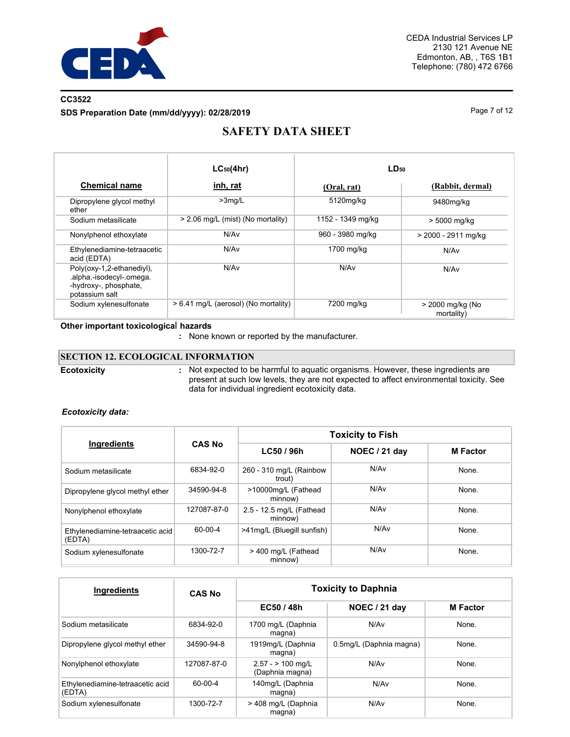| Chemical name | $LC_{50}$(4hr) inh, rat | $LD_{50}$ (Oral, rat) | (Rabbit, dermal) |
|---|---|---|---|
| Dipropylene glycol methyl ether | >3mg/L | 5120mg/kg | 9480mg/kg |
| Sodium metasilicate | > 2.06 mg/L (mist) (No mortality) | 1152 - 1349 mg/kg | > 5000 mg/kg |
| Nonylphenol ethoxylate | N/Av | 960 - 3980 mg/kg | > 2000 - 2911 mg/kg |
| Ethylenediamine-tetraacetic acid (EDTA) | N/Av | 1700 mg/kg | N/Av |
| Poly(oxy-1,2-ethanediyl), .alpha.-isodecyl-.omega. -hydroxy-, phosphate, potassium salt | N/Av | N/Av | N/Av |
| Sodium xylenesulfonate | > 6.41 mg/L (aerosol) (No mortality) | 7200 mg/kg | > 2000 mg/kg (No mortality) |

**Other important toxicological hazards**

: None known or reported by the manufacturer.

## SECTION 12. ECOLOGICAL INFORMATION

**Ecotoxicity** : Not expected to be harmful to aquatic organisms. However, these ingredients are present at such low levels, they are not expected to affect environmental toxicity. See data for individual ingredient ecotoxicity data.

***Ecotoxicity data:***

| Ingredients | CAS No | Toxicity to Fish | | |
|---|---|---|---|---|
| | | LC50 / 96h | NOEC / 21 day | M Factor |
| Sodium metasilicate | 6834-92-0 | 260 - 310 mg/L (Rainbow trout) | N/Av | None. |
| Dipropylene glycol methyl ether | 34590-94-8 | >10000mg/L (Fathead minnow) | N/Av | None. |
| Nonylphenol ethoxylate | 127087-87-0 | 2.5 - 12.5 mg/L (Fathead minnow) | N/Av | None. |
| Ethylenediamine-tetraacetic acid (EDTA) | 60-00-4 | >41mg/L (Bluegill sunfish) | N/Av | None. |
| Sodium xylenesulfonate | 1300-72-7 | > 400 mg/L (Fathead minnow) | N/Av | None. |

| Ingredients | CAS No | Toxicity to Daphnia | | |
|---|---|---|---|---|
| | | EC50 / 48h | NOEC / 21 day | M Factor |
| Sodium metasilicate | 6834-92-0 | 1700 mg/L (Daphnia magna) | N/Av | None. |
| Dipropylene glycol methyl ether | 34590-94-8 | 1919mg/L (Daphnia magna) | 0.5mg/L (Daphnia magna) | None. |
| Nonylphenol ethoxylate | 127087-87-0 | 2.57 - > 100 mg/L (Daphnia magna) | N/Av | None. |
| Ethylenediamine-tetraacetic acid (EDTA) | 60-00-4 | 140mg/L (Daphnia magna) | N/Av | None. |
| Sodium xylenesulfonate | 1300-72-7 | > 408 mg/L (Daphnia magna) | N/Av | None. |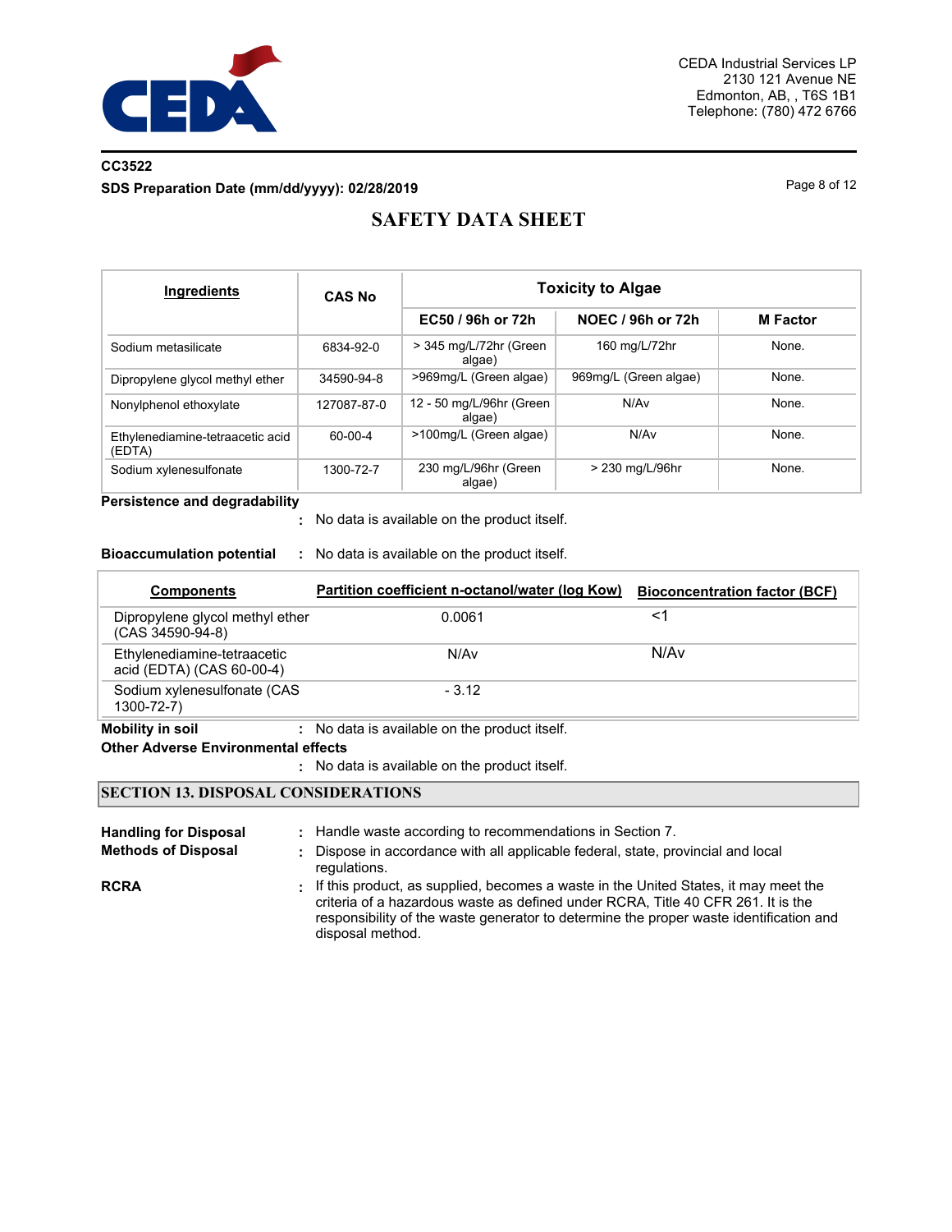| Ingredients | CAS No | Toxicity to Algae | | |
|---|---|---|---|---|
| | | EC50 / 96h or 72h | NOEC / 96h or 72h | M Factor |
| Sodium metasilicate | 6834-92-0 | > 345 mg/L/72hr (Green algae) | 160 mg/L/72hr | None. |
| Dipropylene glycol methyl ether | 34590-94-8 | >969mg/L (Green algae) | 969mg/L (Green algae) | None. |
| Nonylphenol ethoxylate | 127087-87-0 | 12 - 50 mg/L/96hr (Green algae) | N/Av | None. |
| Ethylenediamine-tetraacetic acid (EDTA) | 60-00-4 | >100mg/L (Green algae) | N/Av | None. |
| Sodium xylenesulfonate | 1300-72-7 | 230 mg/L/96hr (Green algae) | > 230 mg/L/96hr | None. |

**Persistence and degradability**

: No data is available on the product itself.

**Bioaccumulation potential** : No data is available on the product itself.

| Components | Partition coefficient n-octanol/water (log Kow) | Bioconcentration factor (BCF) |
|---|---|---|
| Dipropylene glycol methyl ether (CAS 34590-94-8) | 0.0061 | <1 |
| Ethylenediamine-tetraacetic acid (EDTA) (CAS 60-00-4) | N/Av | N/Av |
| Sodium xylenesulfonate (CAS 1300-72-7) | - 3.12 | |

**Mobility in soil** : No data is available on the product itself.

**Other Adverse Environmental effects**

: No data is available on the product itself.

## SECTION 13. DISPOSAL CONSIDERATIONS

**Handling for Disposal** : Handle waste according to recommendations in Section 7.

**Methods of Disposal** : Dispose in accordance with all applicable federal, state, provincial and local regulations.

**RCRA** : If this product, as supplied, becomes a waste in the United States, it may meet the criteria of a hazardous waste as defined under RCRA, Title 40 CFR 261. It is the responsibility of the waste generator to determine the proper waste identification and disposal method.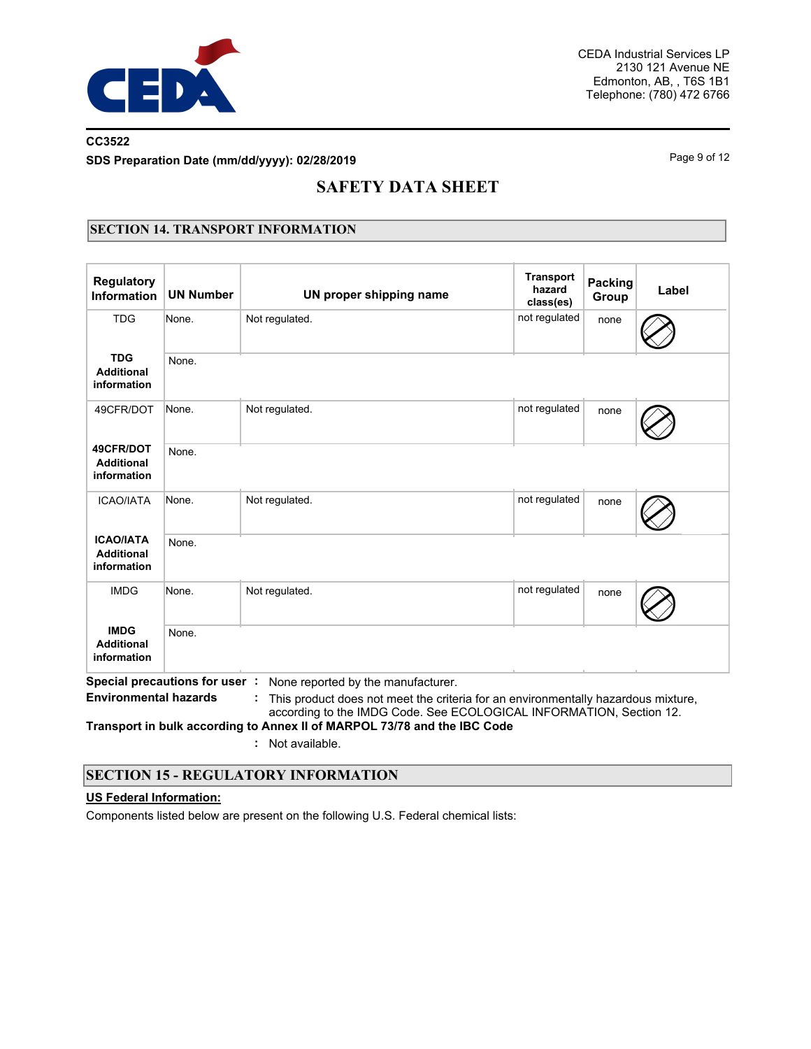CC3522

SDS Preparation Date (mm/dd/yyyy): 02/28/2019

# SAFETY DATA SHEET

## SECTION 14. TRANSPORT INFORMATION

| Regulatory Information | UN Number | UN proper shipping name | Transport hazard class(es) | Packing Group | Label |
|---|---|---|---|---|---|
| TDG | None. | Not regulated. | not regulated | none | |
| TDG Additional information | None. | | | | |
| 49CFR/DOT | None. | Not regulated. | not regulated | none | |
| 49CFR/DOT Additional information | None. | | | | |
| ICAO/IATA | None. | Not regulated. | not regulated | none | |
| ICAO/IATA Additional information | None. | | | | |
| IMDG | None. | Not regulated. | not regulated | none | |
| IMDG Additional information | None. | | | | |

**Special precautions for user** : None reported by the manufacturer.

**Environmental hazards** : This product does not meet the criteria for an environmentally hazardous mixture, according to the IMDG Code. See ECOLOGICAL INFORMATION, Section 12.

**Transport in bulk according to Annex II of MARPOL 73/78 and the IBC Code**

: Not available.

## SECTION 15 - REGULATORY INFORMATION

**US Federal Information:**

Components listed below are present on the following U.S. Federal chemical lists: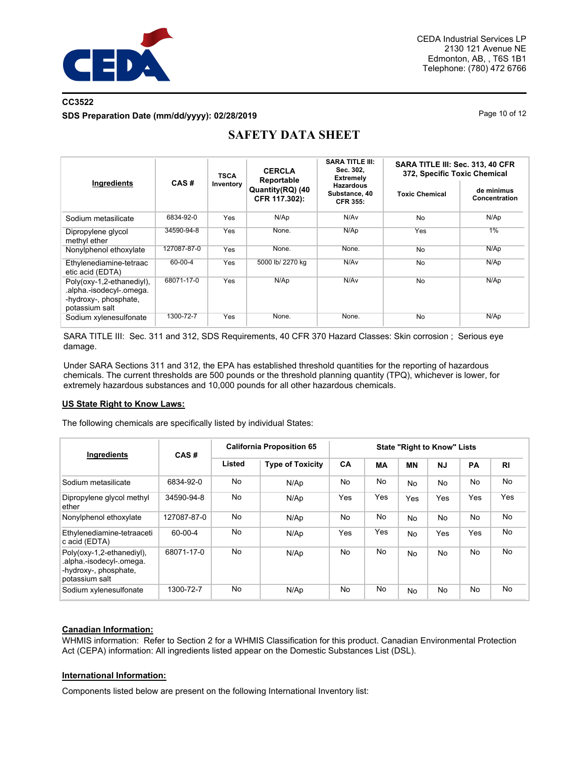| Ingredients | CAS # | TSCA Inventory | CERCLA Reportable Quantity(RQ) (40 CFR 117.302): | SARA TITLE III: Sec. 302, Extremely Hazardous Substance, 40 CFR 355: | SARA TITLE III: Sec. 313, 40 CFR 372, Specific Toxic Chemical | |
|---|---|---|---|---|---|---|
| | | | | | Toxic Chemical | de minimus Concentration |
| Sodium metasilicate | 6834-92-0 | Yes | N/Ap | N/Av | No | N/Ap |
| Dipropylene glycol methyl ether | 34590-94-8 | Yes | None. | N/Ap | Yes | 1% |
| Nonylphenol ethoxylate | 127087-87-0 | Yes | None. | None. | No | N/Ap |
| Ethylenediamine-tetraacetic acid (EDTA) | 60-00-4 | Yes | 5000 lb/ 2270 kg | N/Av | No | N/Ap |
| Poly(oxy-1,2-ethanediyl), .alpha.-isodecyl-.omega. -hydroxy-, phosphate, potassium salt | 68071-17-0 | Yes | N/Ap | N/Av | No | N/Ap |
| Sodium xylenesulfonate | 1300-72-7 | Yes | None. | None. | No | N/Ap |

SARA TITLE III: Sec. 311 and 312, SDS Requirements, 40 CFR 370 Hazard Classes: Skin corrosion ; Serious eye damage.

Under SARA Sections 311 and 312, the EPA has established threshold quantities for the reporting of hazardous chemicals. The current thresholds are 500 pounds or the threshold planning quantity (TPQ), whichever is lower, for extremely hazardous substances and 10,000 pounds for all other hazardous chemicals.

**US State Right to Know Laws:**

The following chemicals are specifically listed by individual States:

| Ingredients | CAS # | California Proposition 65 | | State "Right to Know" Lists | | | | | |
|---|---|---|---|---|---|---|---|---|---|
| | | Listed | Type of Toxicity | CA | MA | MN | NJ | PA | RI |
| Sodium metasilicate | 6834-92-0 | No | N/Ap | No | No | No | No | No | No |
| Dipropylene glycol methyl ether | 34590-94-8 | No | N/Ap | Yes | Yes | Yes | Yes | Yes | Yes |
| Nonylphenol ethoxylate | 127087-87-0 | No | N/Ap | No | No | No | No | No | No |
| Ethylenediamine-tetraacetic acid (EDTA) | 60-00-4 | No | N/Ap | Yes | Yes | No | Yes | Yes | No |
| Poly(oxy-1,2-ethanediyl), .alpha.-isodecyl-.omega. -hydroxy-, phosphate, potassium salt | 68071-17-0 | No | N/Ap | No | No | No | No | No | No |
| Sodium xylenesulfonate | 1300-72-7 | No | N/Ap | No | No | No | No | No | No |

**Canadian Information:**
WHMIS information: Refer to Section 2 for a WHMIS Classification for this product. Canadian Environmental Protection Act (CEPA) information: All ingredients listed appear on the Domestic Substances List (DSL).

**International Information:**

Components listed below are present on the following International Inventory list: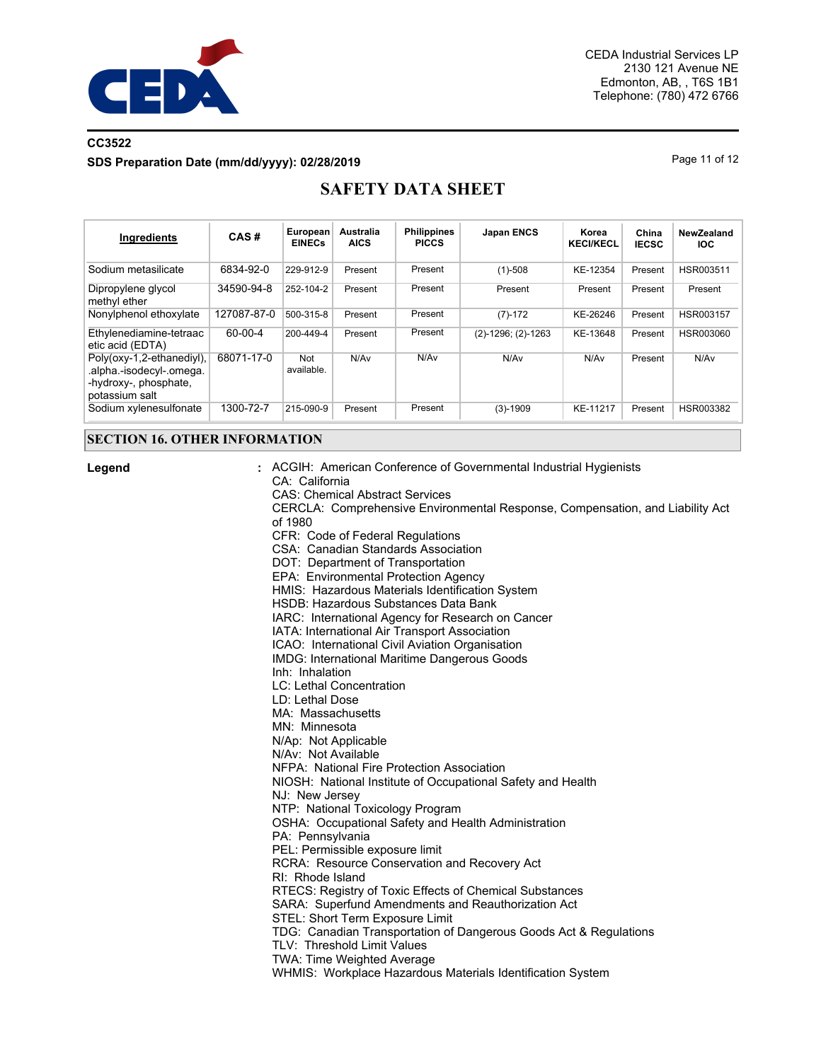# SAFETY DATA SHEET

| Ingredients | CAS # | European EINECs | Australia AICS | Philippines PICCS | Japan ENCS | Korea KECI/KECL | China IECSC | NewZealand IOC |
|---|---|---|---|---|---|---|---|---|
| Sodium metasilicate | 6834-92-0 | 229-912-9 | Present | Present | (1)-508 | KE-12354 | Present | HSR003511 |
| Dipropylene glycol methyl ether | 34590-94-8 | 252-104-2 | Present | Present | Present | Present | Present | Present |
| Nonylphenol ethoxylate | 127087-87-0 | 500-315-8 | Present | Present | (7)-172 | KE-26246 | Present | HSR003157 |
| Ethylenediamine-tetraacetic acid (EDTA) | 60-00-4 | 200-449-4 | Present | Present | (2)-1296; (2)-1263 | KE-13648 | Present | HSR003060 |
| Poly(oxy-1,2-ethanediyl), .alpha.-isodecyl-.omega.-hydroxy-, phosphate, potassium salt | 68071-17-0 | Not available. | N/Av | N/Av | N/Av | N/Av | Present | N/Av |
| Sodium xylenesulfonate | 1300-72-7 | 215-090-9 | Present | Present | (3)-1909 | KE-11217 | Present | HSR003382 |

## SECTION 16. OTHER INFORMATION

**Legend** :

ACGIH: American Conference of Governmental Industrial Hygienists
CA: California
CAS: Chemical Abstract Services
CERCLA: Comprehensive Environmental Response, Compensation, and Liability Act of 1980
CFR: Code of Federal Regulations
CSA: Canadian Standards Association
DOT: Department of Transportation
EPA: Environmental Protection Agency
HMIS: Hazardous Materials Identification System
HSDB: Hazardous Substances Data Bank
IARC: International Agency for Research on Cancer
IATA: International Air Transport Association
ICAO: International Civil Aviation Organisation
IMDG: International Maritime Dangerous Goods
Inh: Inhalation
LC: Lethal Concentration
LD: Lethal Dose
MA: Massachusetts
MN: Minnesota
N/Ap: Not Applicable
N/Av: Not Available
NFPA: National Fire Protection Association
NIOSH: National Institute of Occupational Safety and Health
NJ: New Jersey
NTP: National Toxicology Program
OSHA: Occupational Safety and Health Administration
PA: Pennsylvania
PEL: Permissible exposure limit
RCRA: Resource Conservation and Recovery Act
RI: Rhode Island
RTECS: Registry of Toxic Effects of Chemical Substances
SARA: Superfund Amendments and Reauthorization Act
STEL: Short Term Exposure Limit
TDG: Canadian Transportation of Dangerous Goods Act & Regulations
TLV: Threshold Limit Values
TWA: Time Weighted Average
WHMIS: Workplace Hazardous Materials Identification System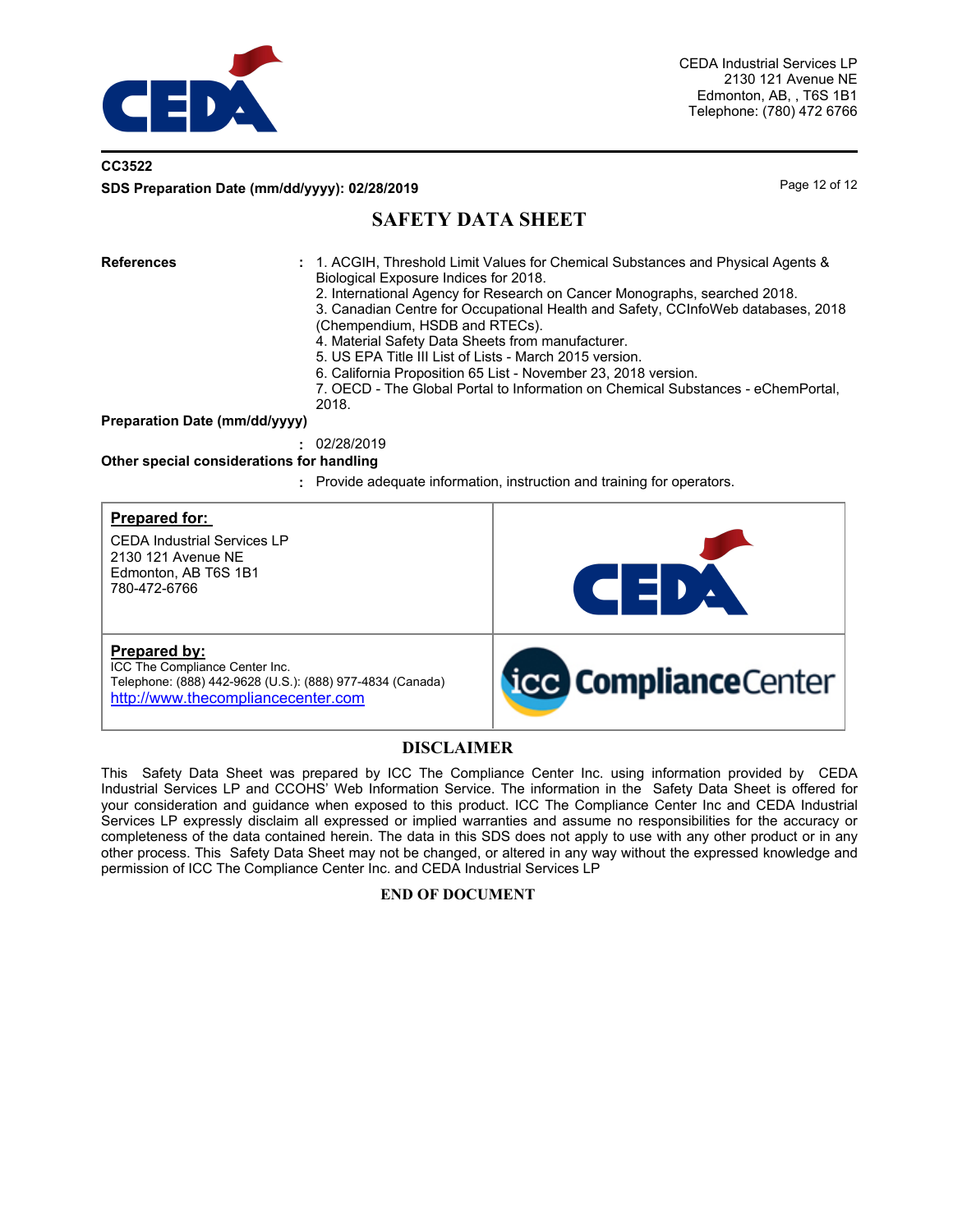**CC3522**

**SDS Preparation Date (mm/dd/yyyy): 02/28/2019**

# SAFETY DATA SHEET

**References** : 1. ACGIH, Threshold Limit Values for Chemical Substances and Physical Agents & Biological Exposure Indices for 2018.
2. International Agency for Research on Cancer Monographs, searched 2018.
3. Canadian Centre for Occupational Health and Safety, CCInfoWeb databases, 2018 (Chempendium, HSDB and RTECs).
4. Material Safety Data Sheets from manufacturer.
5. US EPA Title III List of Lists - March 2015 version.
6. California Proposition 65 List - November 23, 2018 version.
7. OECD - The Global Portal to Information on Chemical Substances - eChemPortal, 2018.

**Preparation Date (mm/dd/yyyy)** : 02/28/2019

**Other special considerations for handling** : Provide adequate information, instruction and training for operators.

| | |
|---|---|
| **Prepared for:** CEDA Industrial Services LP, 2130 121 Avenue NE, Edmonton, AB T6S 1B1, 780-472-6766 | CEDA |
| **Prepared by:** ICC The Compliance Center Inc., Telephone: (888) 442-9628 (U.S.): (888) 977-4834 (Canada), http://www.thecompliancecenter.com | icc ComplianceCenter |

## DISCLAIMER

This Safety Data Sheet was prepared by ICC The Compliance Center Inc. using information provided by CEDA Industrial Services LP and CCOHS' Web Information Service. The information in the Safety Data Sheet is offered for your consideration and guidance when exposed to this product. ICC The Compliance Center Inc and CEDA Industrial Services LP expressly disclaim all expressed or implied warranties and assume no responsibilities for the accuracy or completeness of the data contained herein. The data in this SDS does not apply to use with any other product or in any other process. This Safety Data Sheet may not be changed, or altered in any way without the expressed knowledge and permission of ICC The Compliance Center Inc. and CEDA Industrial Services LP

**END OF DOCUMENT**